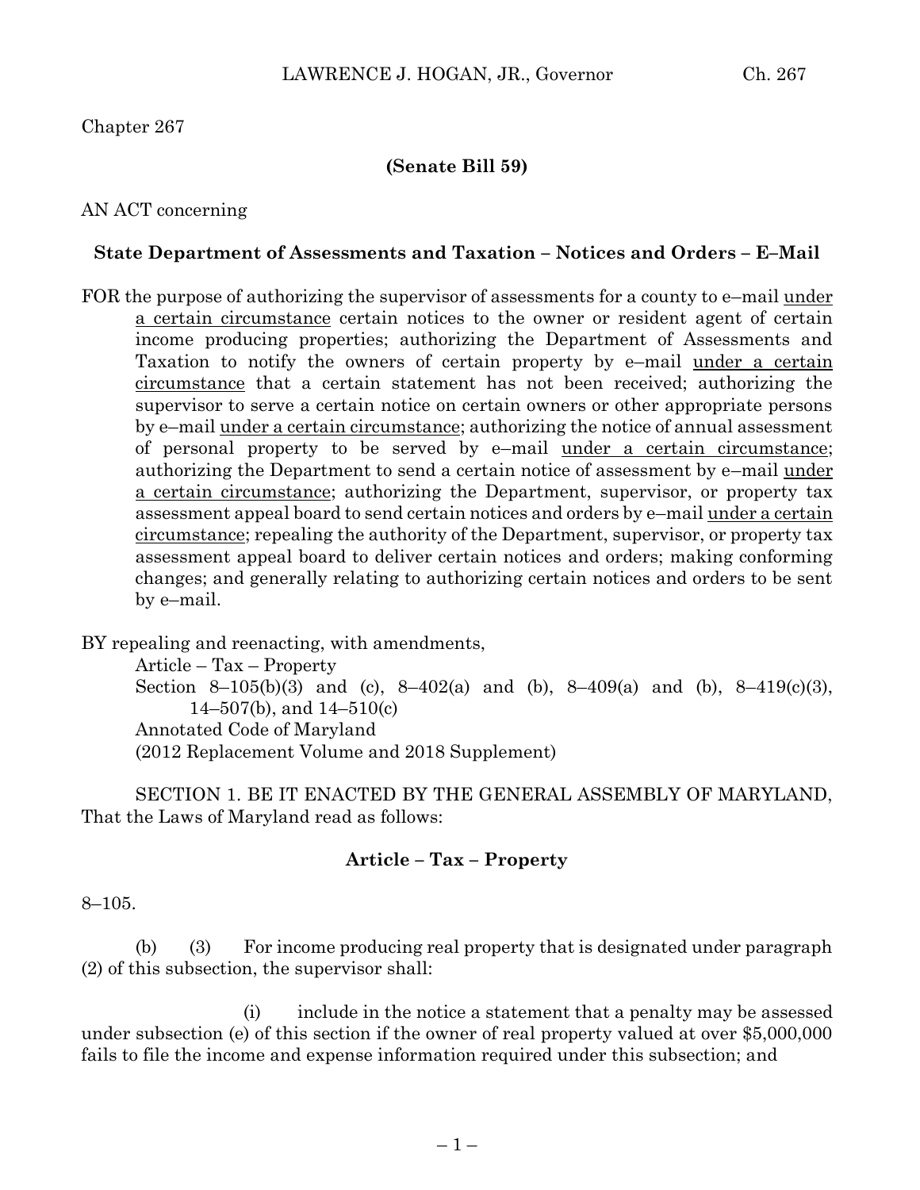Chapter 267

**(Senate Bill 59)**

AN ACT concerning

**State Department of Assessments and Taxation – Notices and Orders – E–Mail**

FOR the purpose of authorizing the supervisor of assessments for a county to e–mail <u>under a certain circumstance</u> certain notices to the owner or resident agent of certain income producing properties; authorizing the Department of Assessments and Taxation to notify the owners of certain property by e–mail <u>under a certain circumstance</u> that a certain statement has not been received; authorizing the supervisor to serve a certain notice on certain owners or other appropriate persons by e–mail <u>under a certain circumstance</u>; authorizing the notice of annual assessment of personal property to be served by e–mail <u>under a certain circumstance</u>; authorizing the Department to send a certain notice of assessment by e–mail <u>under a certain circumstance</u>; authorizing the Department, supervisor, or property tax assessment appeal board to send certain notices and orders by e–mail <u>under a certain circumstance</u>; repealing the authority of the Department, supervisor, or property tax assessment appeal board to deliver certain notices and orders; making conforming changes; and generally relating to authorizing certain notices and orders to be sent by e–mail.

BY repealing and reenacting, with amendments,
Article – Tax – Property
Section 8–105(b)(3) and (c), 8–402(a) and (b), 8–409(a) and (b), 8–419(c)(3), 14–507(b), and 14–510(c)
Annotated Code of Maryland
(2012 Replacement Volume and 2018 Supplement)

SECTION 1. BE IT ENACTED BY THE GENERAL ASSEMBLY OF MARYLAND, That the Laws of Maryland read as follows:

**Article – Tax – Property**

8–105.

(b) (3) For income producing real property that is designated under paragraph (2) of this subsection, the supervisor shall:

(i) include in the notice a statement that a penalty may be assessed under subsection (e) of this section if the owner of real property valued at over $5,000,000 fails to file the income and expense information required under this subsection; and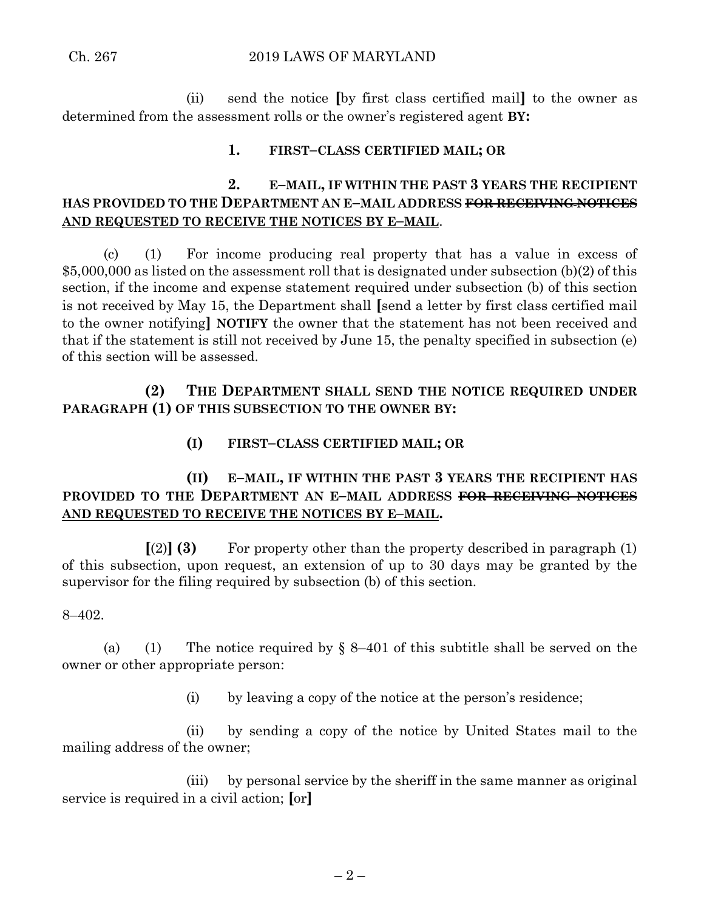(ii) send the notice [by first class certified mail] to the owner as determined from the assessment rolls or the owner's registered agent **BY:**

**1. FIRST–CLASS CERTIFIED MAIL; OR**

**2. E–MAIL, IF WITHIN THE PAST 3 YEARS THE RECIPIENT HAS PROVIDED TO THE DEPARTMENT AN E–MAIL ADDRESS ~~FOR RECEIVING NOTICES~~ AND REQUESTED TO RECEIVE THE NOTICES BY E–MAIL**.

(c) (1) For income producing real property that has a value in excess of $5,000,000 as listed on the assessment roll that is designated under subsection (b)(2) of this section, if the income and expense statement required under subsection (b) of this section is not received by May 15, the Department shall [send a letter by first class certified mail to the owner notifying] **NOTIFY** the owner that the statement has not been received and that if the statement is still not received by June 15, the penalty specified in subsection (e) of this section will be assessed.

**(2) THE DEPARTMENT SHALL SEND THE NOTICE REQUIRED UNDER PARAGRAPH (1) OF THIS SUBSECTION TO THE OWNER BY:**

**(I) FIRST–CLASS CERTIFIED MAIL; OR**

**(II) E–MAIL, IF WITHIN THE PAST 3 YEARS THE RECIPIENT HAS PROVIDED TO THE DEPARTMENT AN E–MAIL ADDRESS ~~FOR RECEIVING NOTICES~~ AND REQUESTED TO RECEIVE THE NOTICES BY E–MAIL.**

[(2)] **(3)** For property other than the property described in paragraph (1) of this subsection, upon request, an extension of up to 30 days may be granted by the supervisor for the filing required by subsection (b) of this section.

8–402.

(a) (1) The notice required by § 8–401 of this subtitle shall be served on the owner or other appropriate person:

(i) by leaving a copy of the notice at the person's residence;

(ii) by sending a copy of the notice by United States mail to the mailing address of the owner;

(iii) by personal service by the sheriff in the same manner as original service is required in a civil action; [or]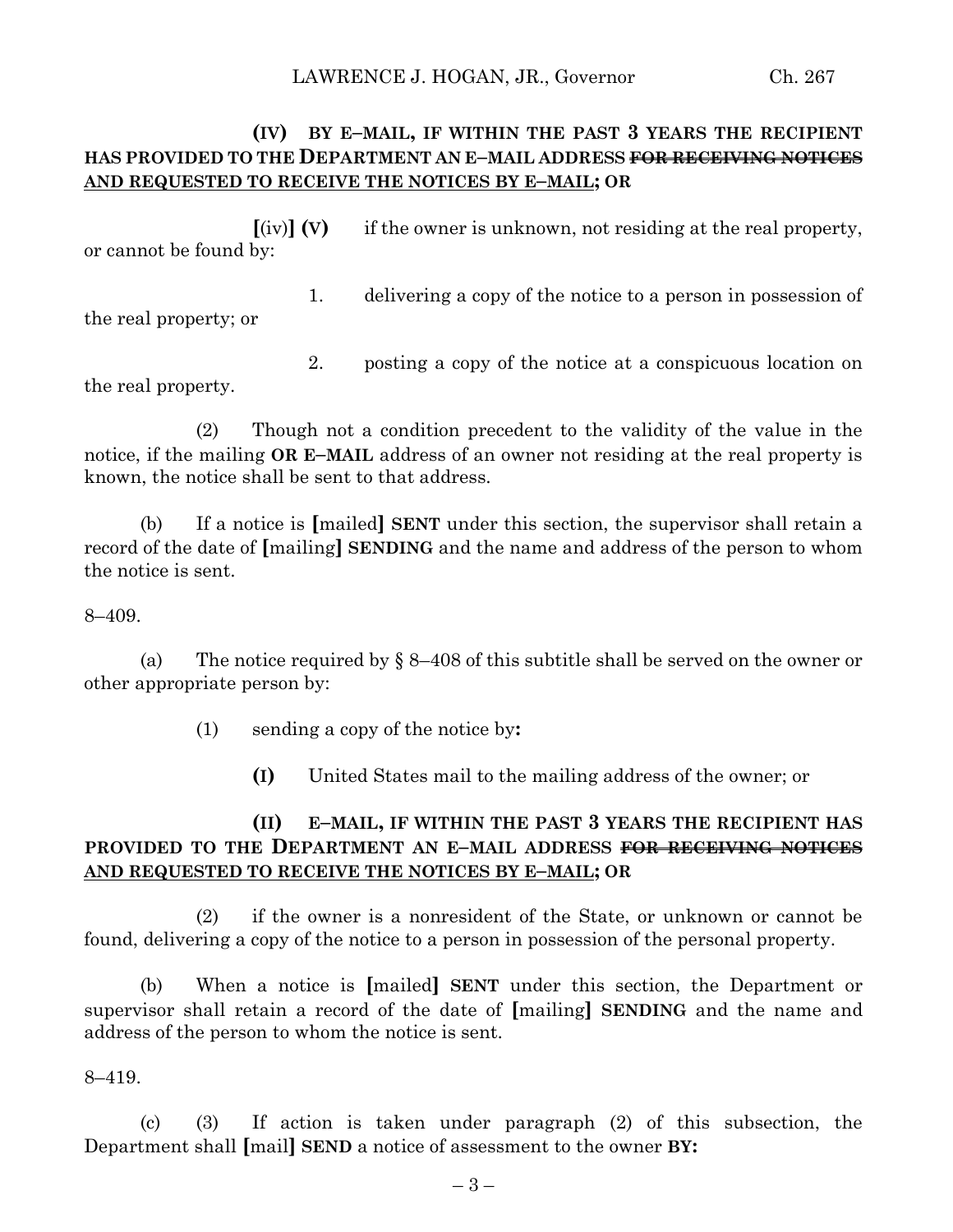**(IV) BY E–MAIL, IF WITHIN THE PAST 3 YEARS THE RECIPIENT HAS PROVIDED TO THE DEPARTMENT AN E–MAIL ADDRESS ~~FOR RECEIVING NOTICES~~ AND REQUESTED TO RECEIVE THE NOTICES BY E–MAIL; OR**

[(iv)] **(V)** if the owner is unknown, not residing at the real property, or cannot be found by:

1. delivering a copy of the notice to a person in possession of the real property; or

2. posting a copy of the notice at a conspicuous location on the real property.

(2) Though not a condition precedent to the validity of the value in the notice, if the mailing **OR E–MAIL** address of an owner not residing at the real property is known, the notice shall be sent to that address.

(b) If a notice is [mailed] **SENT** under this section, the supervisor shall retain a record of the date of [mailing] **SENDING** and the name and address of the person to whom the notice is sent.

8–409.

(a) The notice required by § 8–408 of this subtitle shall be served on the owner or other appropriate person by:

(1) sending a copy of the notice by**:**

**(I)** United States mail to the mailing address of the owner; or

**(II) E–MAIL, IF WITHIN THE PAST 3 YEARS THE RECIPIENT HAS PROVIDED TO THE DEPARTMENT AN E–MAIL ADDRESS ~~FOR RECEIVING NOTICES~~ AND REQUESTED TO RECEIVE THE NOTICES BY E–MAIL; OR**

(2) if the owner is a nonresident of the State, or unknown or cannot be found, delivering a copy of the notice to a person in possession of the personal property.

(b) When a notice is [mailed] **SENT** under this section, the Department or supervisor shall retain a record of the date of [mailing] **SENDING** and the name and address of the person to whom the notice is sent.

8–419.

(c) (3) If action is taken under paragraph (2) of this subsection, the Department shall [mail] **SEND** a notice of assessment to the owner **BY:**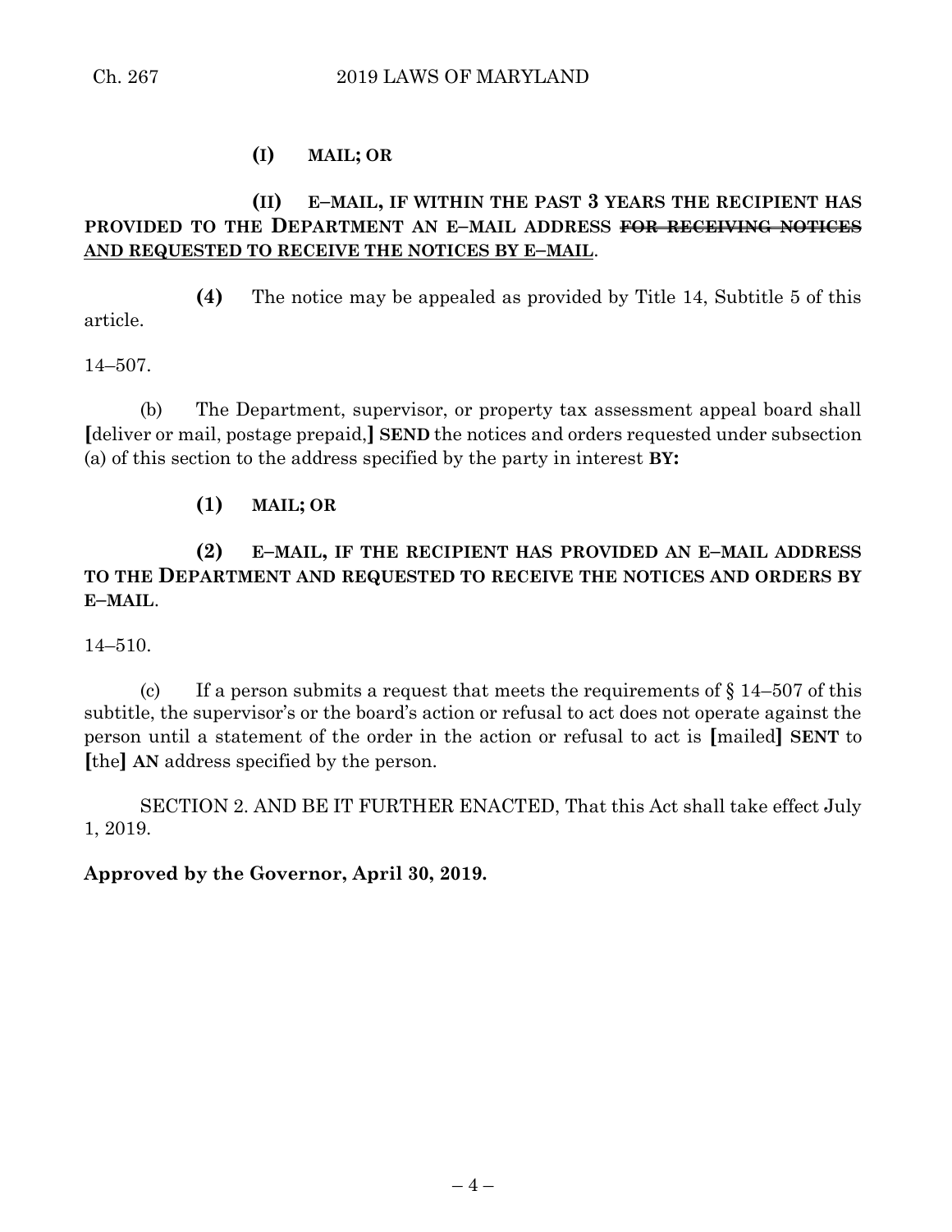**(I) MAIL; OR**

**(II) E–MAIL, IF WITHIN THE PAST 3 YEARS THE RECIPIENT HAS PROVIDED TO THE DEPARTMENT AN E–MAIL ADDRESS ~~FOR RECEIVING NOTICES~~ AND REQUESTED TO RECEIVE THE NOTICES BY E–MAIL**.

**(4)** The notice may be appealed as provided by Title 14, Subtitle 5 of this article.

14–507.

(b) The Department, supervisor, or property tax assessment appeal board shall **[**deliver or mail, postage prepaid,**]** **SEND** the notices and orders requested under subsection (a) of this section to the address specified by the party in interest **BY:**

**(1) MAIL; OR**

**(2) E–MAIL, IF THE RECIPIENT HAS PROVIDED AN E–MAIL ADDRESS TO THE DEPARTMENT AND REQUESTED TO RECEIVE THE NOTICES AND ORDERS BY E–MAIL**.

14–510.

(c) If a person submits a request that meets the requirements of § 14–507 of this subtitle, the supervisor's or the board's action or refusal to act does not operate against the person until a statement of the order in the action or refusal to act is **[**mailed**]** **SENT** to **[**the**]** **AN** address specified by the person.

SECTION 2. AND BE IT FURTHER ENACTED, That this Act shall take effect July 1, 2019.

**Approved by the Governor, April 30, 2019.**